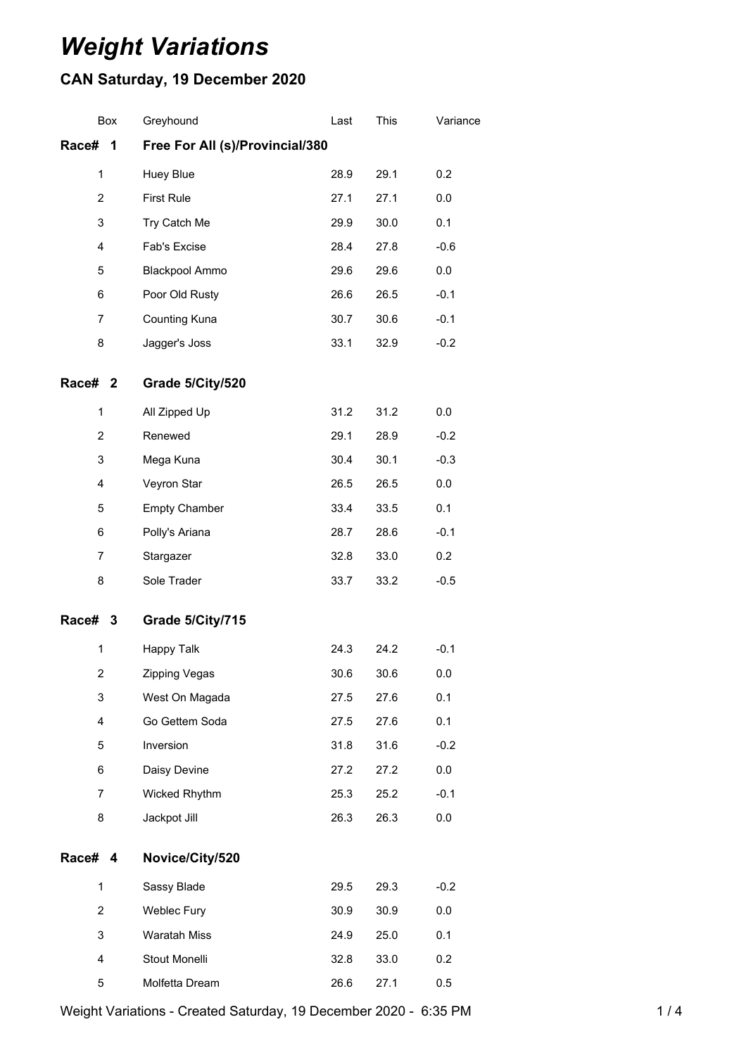# *Weight Variations*

## CAN Saturday, 19 December 2020

| Box | Greyhound | Last | This | Variance |
|---|---|---|---|---|
| **Race# 1** | **Free For All (s)/Provincial/380** | | | |
| 1 | Huey Blue | 28.9 | 29.1 | 0.2 |
| 2 | First Rule | 27.1 | 27.1 | 0.0 |
| 3 | Try Catch Me | 29.9 | 30.0 | 0.1 |
| 4 | Fab's Excise | 28.4 | 27.8 | -0.6 |
| 5 | Blackpool Ammo | 29.6 | 29.6 | 0.0 |
| 6 | Poor Old Rusty | 26.6 | 26.5 | -0.1 |
| 7 | Counting Kuna | 30.7 | 30.6 | -0.1 |
| 8 | Jagger's Joss | 33.1 | 32.9 | -0.2 |
| **Race# 2** | **Grade 5/City/520** | | | |
| 1 | All Zipped Up | 31.2 | 31.2 | 0.0 |
| 2 | Renewed | 29.1 | 28.9 | -0.2 |
| 3 | Mega Kuna | 30.4 | 30.1 | -0.3 |
| 4 | Veyron Star | 26.5 | 26.5 | 0.0 |
| 5 | Empty Chamber | 33.4 | 33.5 | 0.1 |
| 6 | Polly's Ariana | 28.7 | 28.6 | -0.1 |
| 7 | Stargazer | 32.8 | 33.0 | 0.2 |
| 8 | Sole Trader | 33.7 | 33.2 | -0.5 |
| **Race# 3** | **Grade 5/City/715** | | | |
| 1 | Happy Talk | 24.3 | 24.2 | -0.1 |
| 2 | Zipping Vegas | 30.6 | 30.6 | 0.0 |
| 3 | West On Magada | 27.5 | 27.6 | 0.1 |
| 4 | Go Gettem Soda | 27.5 | 27.6 | 0.1 |
| 5 | Inversion | 31.8 | 31.6 | -0.2 |
| 6 | Daisy Devine | 27.2 | 27.2 | 0.0 |
| 7 | Wicked Rhythm | 25.3 | 25.2 | -0.1 |
| 8 | Jackpot Jill | 26.3 | 26.3 | 0.0 |
| **Race# 4** | **Novice/City/520** | | | |
| 1 | Sassy Blade | 29.5 | 29.3 | -0.2 |
| 2 | Weblec Fury | 30.9 | 30.9 | 0.0 |
| 3 | Waratah Miss | 24.9 | 25.0 | 0.1 |
| 4 | Stout Monelli | 32.8 | 33.0 | 0.2 |
| 5 | Molfetta Dream | 26.6 | 27.1 | 0.5 |

Weight Variations - Created Saturday, 19 December 2020 - 6:35 PM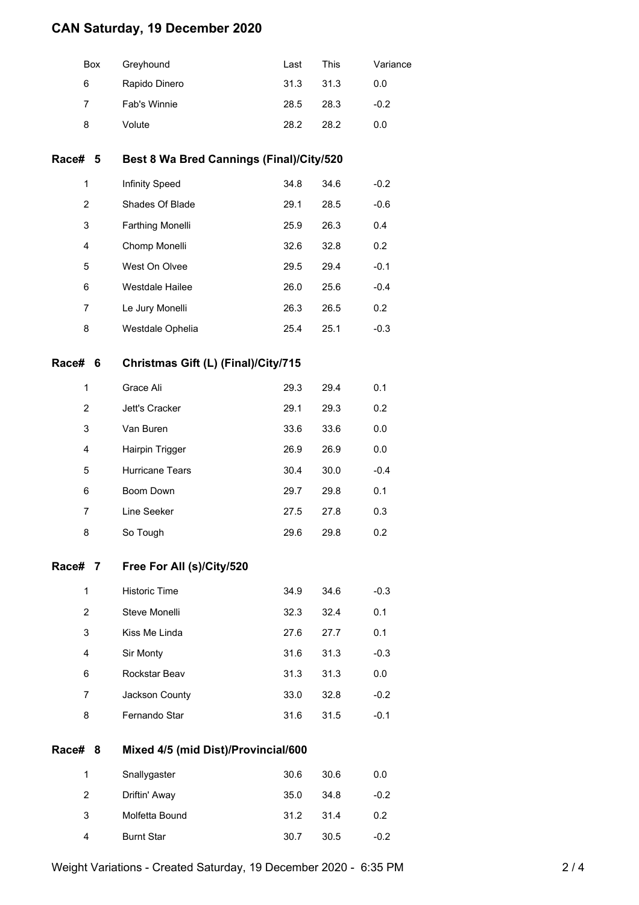# CAN Saturday, 19 December 2020

| Box | Greyhound | Last | This | Variance |
|---|---|---|---|---|
| 6 | Rapido Dinero | 31.3 | 31.3 | 0.0 |
| 7 | Fab's Winnie | 28.5 | 28.3 | -0.2 |
| 8 | Volute | 28.2 | 28.2 | 0.0 |

## Race# 5 Best 8 Wa Bred Cannings (Final)/City/520

| Box | Greyhound | Last | This | Variance |
|---|---|---|---|---|
| 1 | Infinity Speed | 34.8 | 34.6 | -0.2 |
| 2 | Shades Of Blade | 29.1 | 28.5 | -0.6 |
| 3 | Farthing Monelli | 25.9 | 26.3 | 0.4 |
| 4 | Chomp Monelli | 32.6 | 32.8 | 0.2 |
| 5 | West On Olvee | 29.5 | 29.4 | -0.1 |
| 6 | Westdale Hailee | 26.0 | 25.6 | -0.4 |
| 7 | Le Jury Monelli | 26.3 | 26.5 | 0.2 |
| 8 | Westdale Ophelia | 25.4 | 25.1 | -0.3 |

## Race# 6 Christmas Gift (L) (Final)/City/715

| Box | Greyhound | Last | This | Variance |
|---|---|---|---|---|
| 1 | Grace Ali | 29.3 | 29.4 | 0.1 |
| 2 | Jett's Cracker | 29.1 | 29.3 | 0.2 |
| 3 | Van Buren | 33.6 | 33.6 | 0.0 |
| 4 | Hairpin Trigger | 26.9 | 26.9 | 0.0 |
| 5 | Hurricane Tears | 30.4 | 30.0 | -0.4 |
| 6 | Boom Down | 29.7 | 29.8 | 0.1 |
| 7 | Line Seeker | 27.5 | 27.8 | 0.3 |
| 8 | So Tough | 29.6 | 29.8 | 0.2 |

## Race# 7 Free For All (s)/City/520

| Box | Greyhound | Last | This | Variance |
|---|---|---|---|---|
| 1 | Historic Time | 34.9 | 34.6 | -0.3 |
| 2 | Steve Monelli | 32.3 | 32.4 | 0.1 |
| 3 | Kiss Me Linda | 27.6 | 27.7 | 0.1 |
| 4 | Sir Monty | 31.6 | 31.3 | -0.3 |
| 6 | Rockstar Beav | 31.3 | 31.3 | 0.0 |
| 7 | Jackson County | 33.0 | 32.8 | -0.2 |
| 8 | Fernando Star | 31.6 | 31.5 | -0.1 |

## Race# 8 Mixed 4/5 (mid Dist)/Provincial/600

| Box | Greyhound | Last | This | Variance |
|---|---|---|---|---|
| 1 | Snallygaster | 30.6 | 30.6 | 0.0 |
| 2 | Driftin' Away | 35.0 | 34.8 | -0.2 |
| 3 | Molfetta Bound | 31.2 | 31.4 | 0.2 |
| 4 | Burnt Star | 30.7 | 30.5 | -0.2 |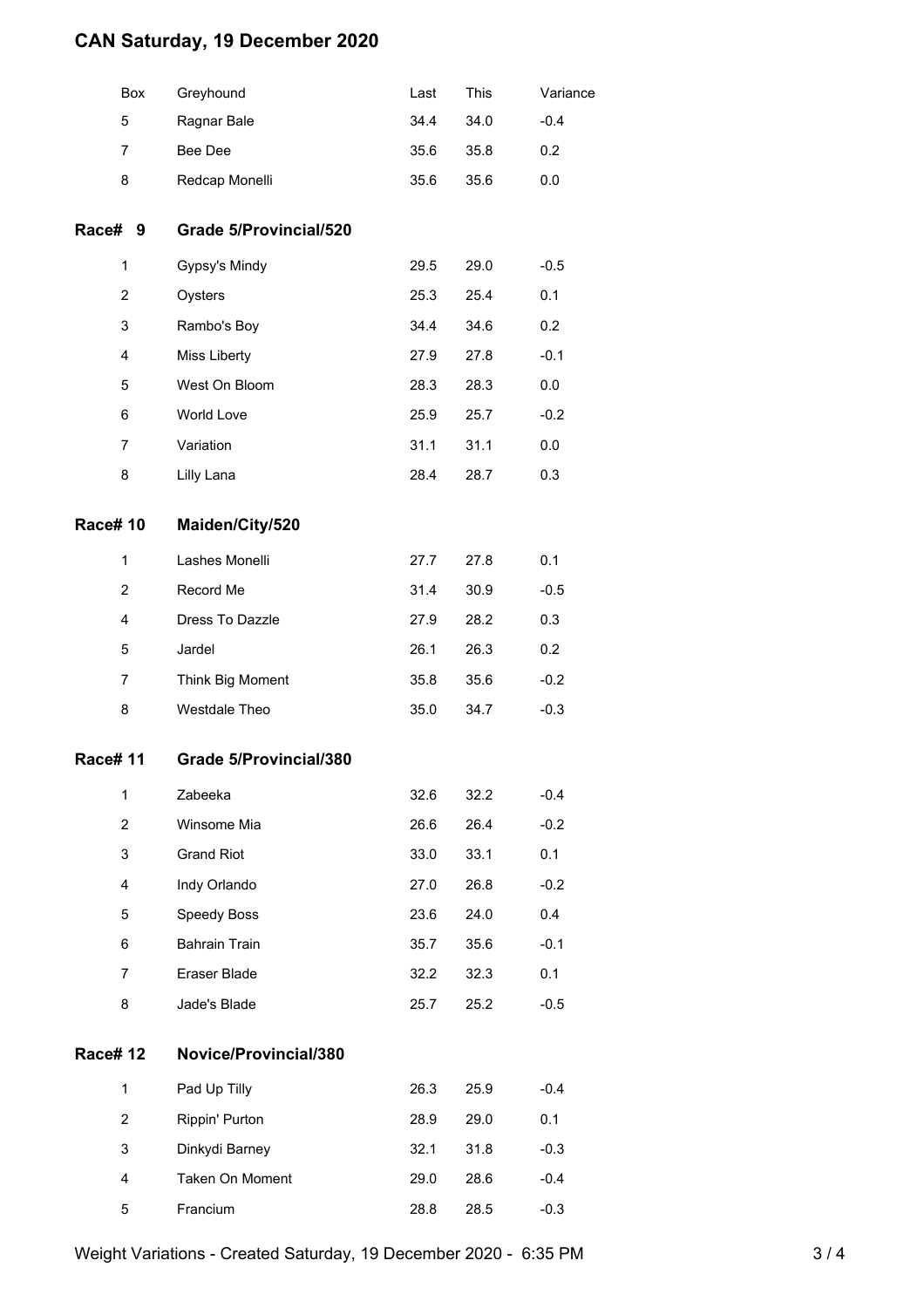# CAN Saturday, 19 December 2020

| Box | Greyhound | Last | This | Variance |
|---|---|---|---|---|
| 5 | Ragnar Bale | 34.4 | 34.0 | -0.4 |
| 7 | Bee Dee | 35.6 | 35.8 | 0.2 |
| 8 | Redcap Monelli | 35.6 | 35.6 | 0.0 |

## Race# 9 Grade 5/Provincial/520

| Box | Greyhound | Last | This | Variance |
|---|---|---|---|---|
| 1 | Gypsy's Mindy | 29.5 | 29.0 | -0.5 |
| 2 | Oysters | 25.3 | 25.4 | 0.1 |
| 3 | Rambo's Boy | 34.4 | 34.6 | 0.2 |
| 4 | Miss Liberty | 27.9 | 27.8 | -0.1 |
| 5 | West On Bloom | 28.3 | 28.3 | 0.0 |
| 6 | World Love | 25.9 | 25.7 | -0.2 |
| 7 | Variation | 31.1 | 31.1 | 0.0 |
| 8 | Lilly Lana | 28.4 | 28.7 | 0.3 |

## Race# 10 Maiden/City/520

| Box | Greyhound | Last | This | Variance |
|---|---|---|---|---|
| 1 | Lashes Monelli | 27.7 | 27.8 | 0.1 |
| 2 | Record Me | 31.4 | 30.9 | -0.5 |
| 4 | Dress To Dazzle | 27.9 | 28.2 | 0.3 |
| 5 | Jardel | 26.1 | 26.3 | 0.2 |
| 7 | Think Big Moment | 35.8 | 35.6 | -0.2 |
| 8 | Westdale Theo | 35.0 | 34.7 | -0.3 |

## Race# 11 Grade 5/Provincial/380

| Box | Greyhound | Last | This | Variance |
|---|---|---|---|---|
| 1 | Zabeeka | 32.6 | 32.2 | -0.4 |
| 2 | Winsome Mia | 26.6 | 26.4 | -0.2 |
| 3 | Grand Riot | 33.0 | 33.1 | 0.1 |
| 4 | Indy Orlando | 27.0 | 26.8 | -0.2 |
| 5 | Speedy Boss | 23.6 | 24.0 | 0.4 |
| 6 | Bahrain Train | 35.7 | 35.6 | -0.1 |
| 7 | Eraser Blade | 32.2 | 32.3 | 0.1 |
| 8 | Jade's Blade | 25.7 | 25.2 | -0.5 |

## Race# 12 Novice/Provincial/380

| Box | Greyhound | Last | This | Variance |
|---|---|---|---|---|
| 1 | Pad Up Tilly | 26.3 | 25.9 | -0.4 |
| 2 | Rippin' Purton | 28.9 | 29.0 | 0.1 |
| 3 | Dinkydi Barney | 32.1 | 31.8 | -0.3 |
| 4 | Taken On Moment | 29.0 | 28.6 | -0.4 |
| 5 | Francium | 28.8 | 28.5 | -0.3 |

Weight Variations - Created Saturday, 19 December 2020 - 6:35 PM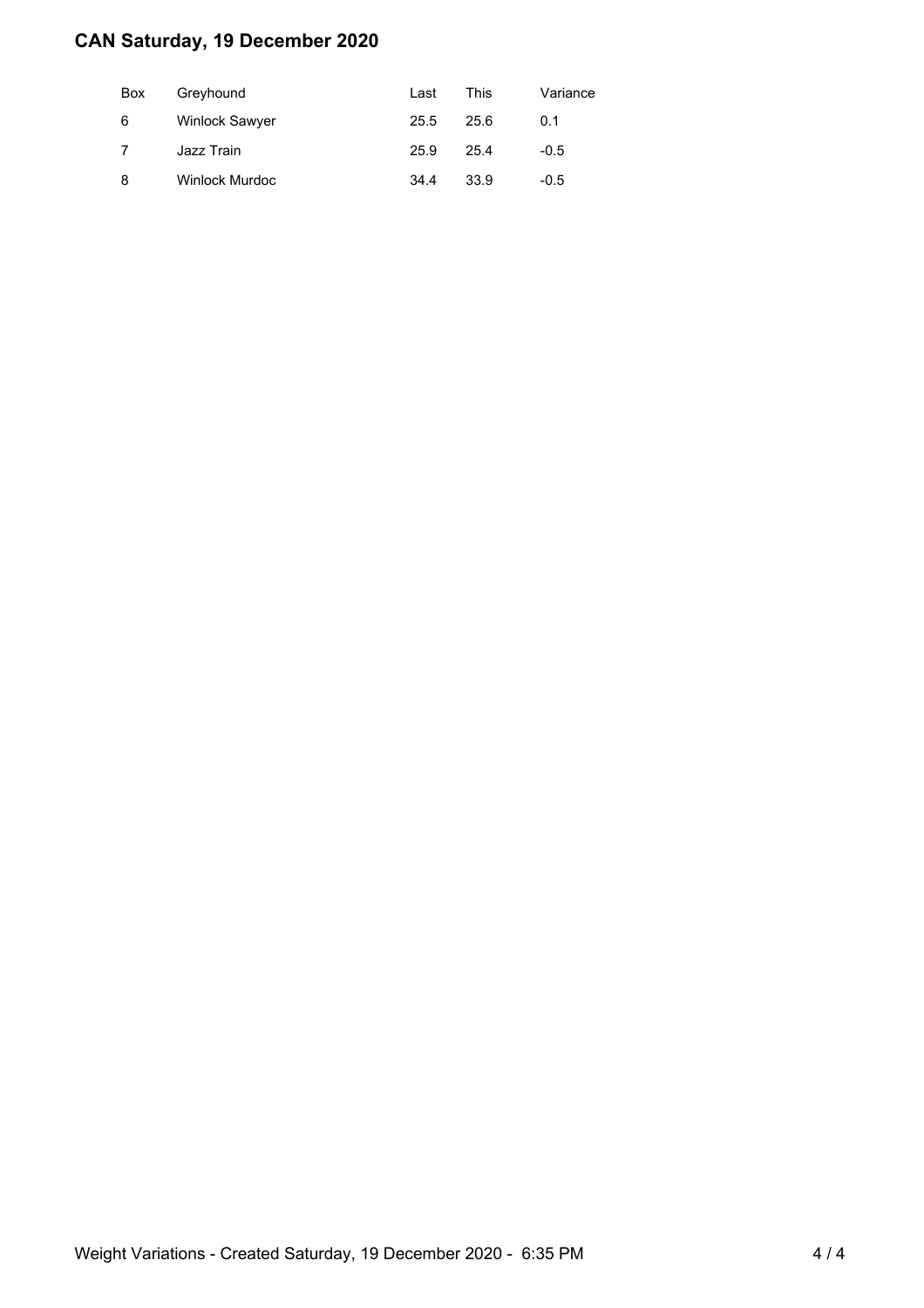# CAN Saturday, 19 December 2020

| Box | Greyhound | Last | This | Variance |
|---|---|---|---|---|
| 6 | Winlock Sawyer | 25.5 | 25.6 | 0.1 |
| 7 | Jazz Train | 25.9 | 25.4 | -0.5 |
| 8 | Winlock Murdoc | 34.4 | 33.9 | -0.5 |

Weight Variations - Created Saturday, 19 December 2020 - 6:35 PM